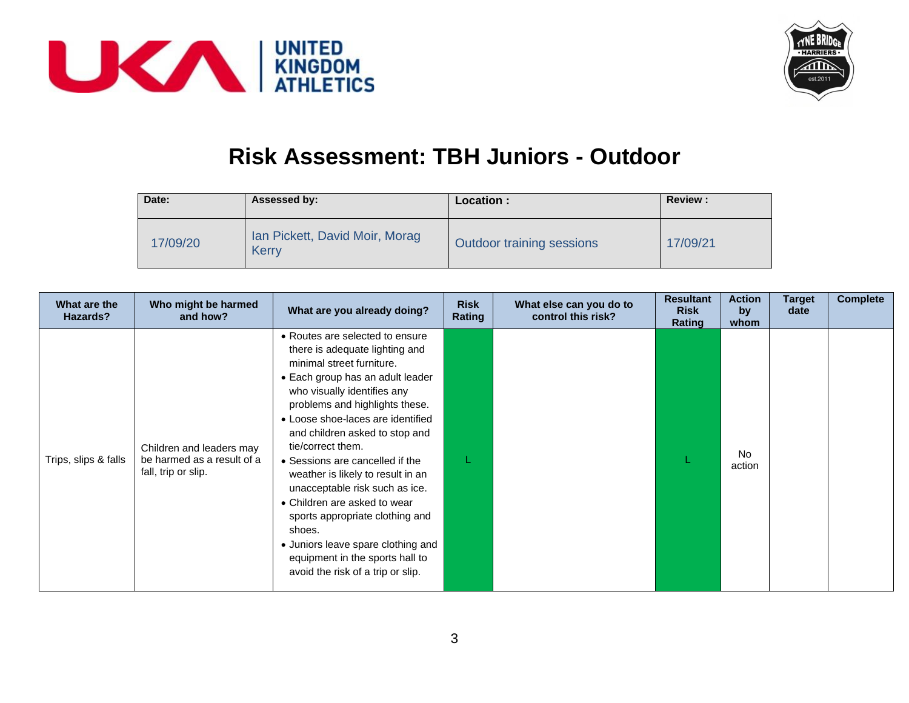# Risk Assessment: TBH Juniors - Outdoor

| Date: | Assessed by: | Location : | Review : |
|---|---|---|---|
| 17/09/20 | Ian Pickett, David Moir, Morag Kerry | Outdoor training sessions | 17/09/21 |

| What are the Hazards? | Who might be harmed and how? | What are you already doing? | Risk Rating | What else can you do to control this risk? | Resultant Risk Rating | Action by whom | Target date | Complete |
|---|---|---|---|---|---|---|---|---|
| Trips, slips & falls | Children and leaders may be harmed as a result of a fall, trip or slip. | • Routes are selected to ensure there is adequate lighting and minimal street furniture.<br>• Each group has an adult leader who visually identifies any problems and highlights these.<br>• Loose shoe-laces are identified and children asked to stop and tie/correct them.<br>• Sessions are cancelled if the weather is likely to result in an unacceptable risk such as ice.<br>• Children are asked to wear sports appropriate clothing and shoes.<br>• Juniors leave spare clothing and equipment in the sports hall to avoid the risk of a trip or slip. | L | | L | No action | | |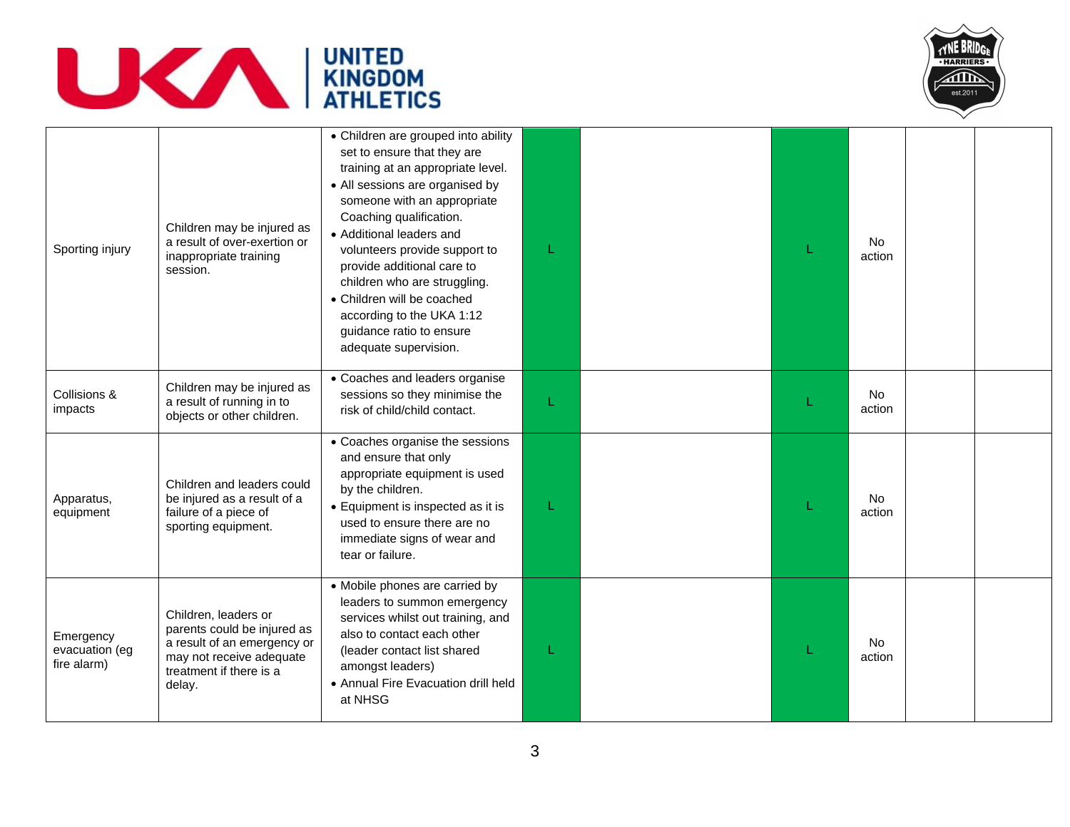| | | | | | | | | |
|---|---|---|---|---|---|---|---|---|
| Sporting injury | Children may be injured as a result of over-exertion or inappropriate training session. | • Children are grouped into ability set to ensure that they are training at an appropriate level.<br>• All sessions are organised by someone with an appropriate Coaching qualification.<br>• Additional leaders and volunteers provide support to provide additional care to children who are struggling.<br>• Children will be coached according to the UKA 1:12 guidance ratio to ensure adequate supervision. | L | | L | No action | | |
| Collisions & impacts | Children may be injured as a result of running in to objects or other children. | • Coaches and leaders organise sessions so they minimise the risk of child/child contact. | L | | L | No action | | |
| Apparatus, equipment | Children and leaders could be injured as a result of a failure of a piece of sporting equipment. | • Coaches organise the sessions and ensure that only appropriate equipment is used by the children.<br>• Equipment is inspected as it is used to ensure there are no immediate signs of wear and tear or failure. | L | | L | No action | | |
| Emergency evacuation (eg fire alarm) | Children, leaders or parents could be injured as a result of an emergency or may not receive adequate treatment if there is a delay. | • Mobile phones are carried by leaders to summon emergency services whilst out training, and also to contact each other (leader contact list shared amongst leaders)<br>• Annual Fire Evacuation drill held at NHSG | L | | L | No action | | |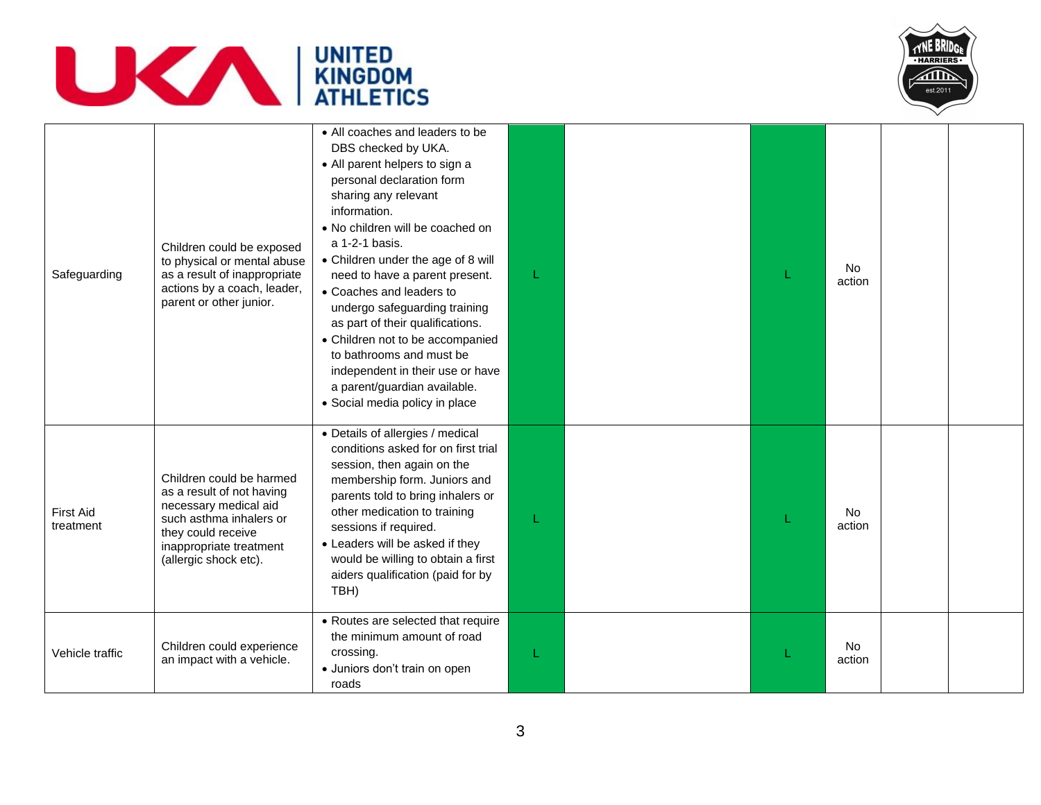| | | | | | | | | |
|---|---|---|---|---|---|---|---|---|
| Safeguarding | Children could be exposed to physical or mental abuse as a result of inappropriate actions by a coach, leader, parent or other junior. | • All coaches and leaders to be DBS checked by UKA.<br>• All parent helpers to sign a personal declaration form sharing any relevant information.<br>• No children will be coached on a 1-2-1 basis.<br>• Children under the age of 8 will need to have a parent present.<br>• Coaches and leaders to undergo safeguarding training as part of their qualifications.<br>• Children not to be accompanied to bathrooms and must be independent in their use or have a parent/guardian available.<br>• Social media policy in place | L | | L | No action | | |
| First Aid treatment | Children could be harmed as a result of not having necessary medical aid such asthma inhalers or they could receive inappropriate treatment (allergic shock etc). | • Details of allergies / medical conditions asked for on first trial session, then again on the membership form. Juniors and parents told to bring inhalers or other medication to training sessions if required.<br>• Leaders will be asked if they would be willing to obtain a first aiders qualification (paid for by TBH) | L | | L | No action | | |
| Vehicle traffic | Children could experience an impact with a vehicle. | • Routes are selected that require the minimum amount of road crossing.<br>• Juniors don't train on open roads | L | | L | No action | | |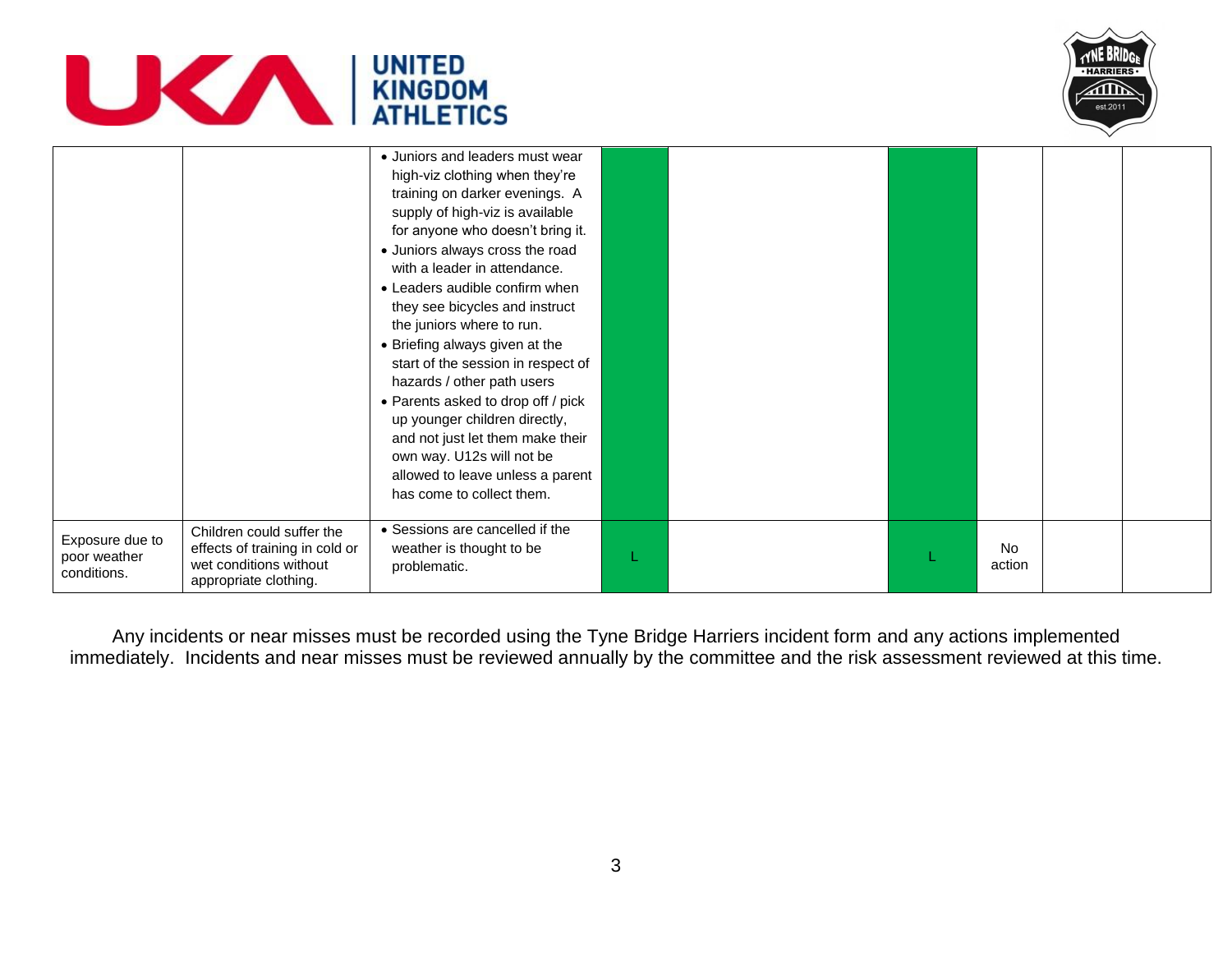| | | | | | | | | |
|---|---|---|---|---|---|---|---|---|
| | | • Juniors and leaders must wear high-viz clothing when they're training on darker evenings. A supply of high-viz is available for anyone who doesn't bring it.<br>• Juniors always cross the road with a leader in attendance.<br>• Leaders audible confirm when they see bicycles and instruct the juniors where to run.<br>• Briefing always given at the start of the session in respect of hazards / other path users<br>• Parents asked to drop off / pick up younger children directly, and not just let them make their own way. U12s will not be allowed to leave unless a parent has come to collect them. | | | | | | |
| Exposure due to poor weather conditions. | Children could suffer the effects of training in cold or wet conditions without appropriate clothing. | • Sessions are cancelled if the weather is thought to be problematic. | L | | L | No action | | |

Any incidents or near misses must be recorded using the Tyne Bridge Harriers incident form and any actions implemented immediately. Incidents and near misses must be reviewed annually by the committee and the risk assessment reviewed at this time.